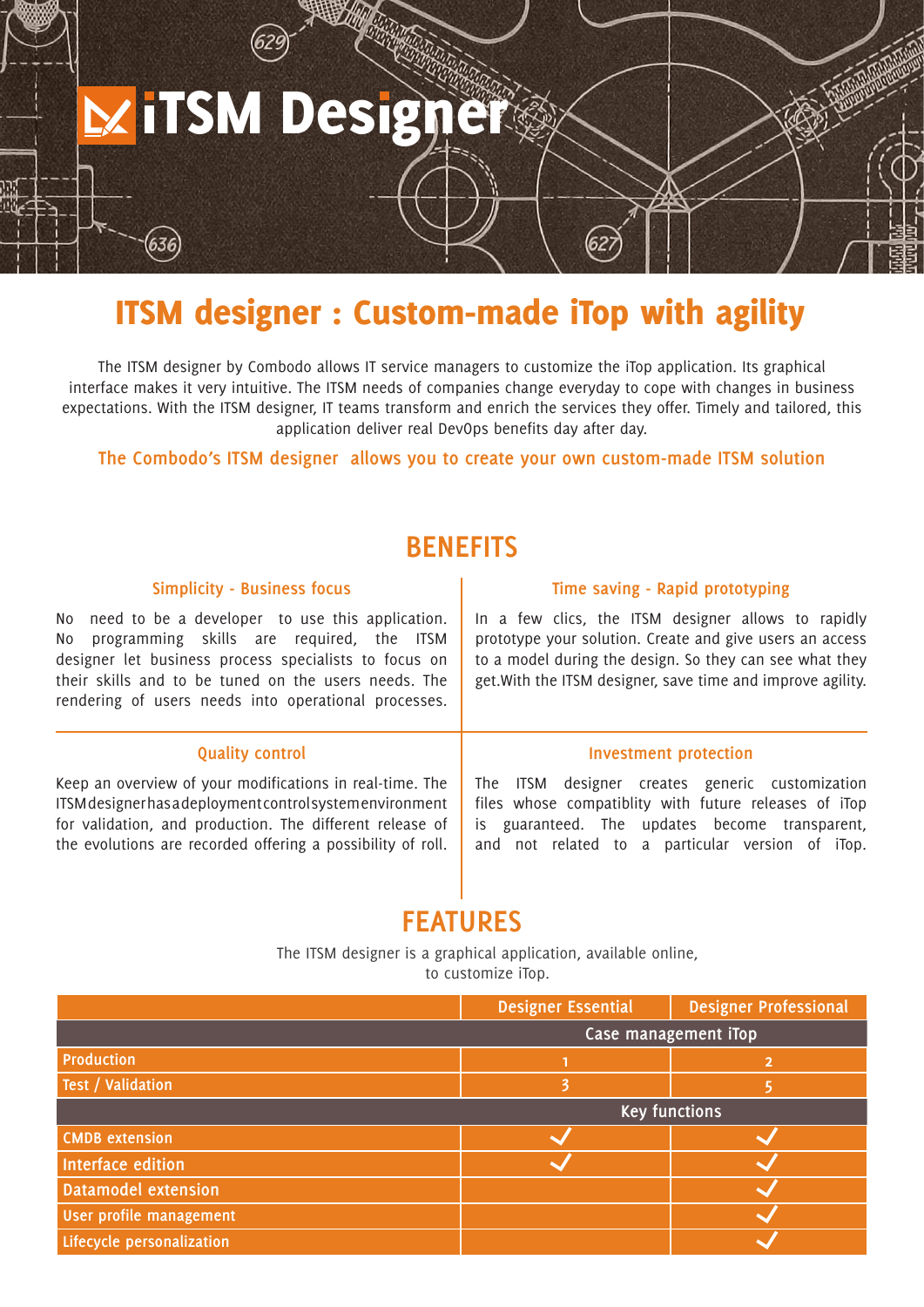# iTSM Designer

## ITSM designer : Custom-made iTop with agility

The ITSM designer by Combodo allows IT service managers to customize the iTop application. Its graphical interface makes it very intuitive. The ITSM needs of companies change everyday to cope with changes in business expectations. With the ITSM designer, IT teams transform and enrich the services they offer. Timely and tailored, this application deliver real DevOps benefits day after day.

**The Combodo's ITSM designer allows you to create your own custom-made ITSM solution**

## BENEFITS

### Simplicity - Business focus

No need to be a developer to use this application. No programming skills are required, the ITSM designer let business process specialists to focus on their skills and to be tuned on the users needs. The rendering of users needs into operational processes.

### Time saving - Rapid prototyping

In a few clics, the ITSM designer allows to rapidly prototype your solution. Create and give users an access to a model during the design. So they can see what they get.With the ITSM designer, save time and improve agility.

### Quality control

Keep an overview of your modifications in real-time. The ITSMdesignerhasadeploymentcontrolsystemenvironment for validation, and production. The different release of the evolutions are recorded offering a possibility of roll.

### Investment protection

The ITSM designer creates generic customization files whose compatiblity with future releases of iTop is guaranteed. The updates become transparent, and not related to a particular version of iTop.

## FEATURES

The ITSM designer is a graphical application, available online, to customize iTop.

| | Designer Essential | Designer Professional |
|---|---|---|
| **Case management iTop** | | |
| Production | 1 | 2 |
| Test / Validation | 3 | 5 |
| **Key functions** | | |
| CMDB extension | ✓ | ✓ |
| Interface edition | ✓ | ✓ |
| Datamodel extension | | ✓ |
| User profile management | | ✓ |
| Lifecycle personalization | | ✓ |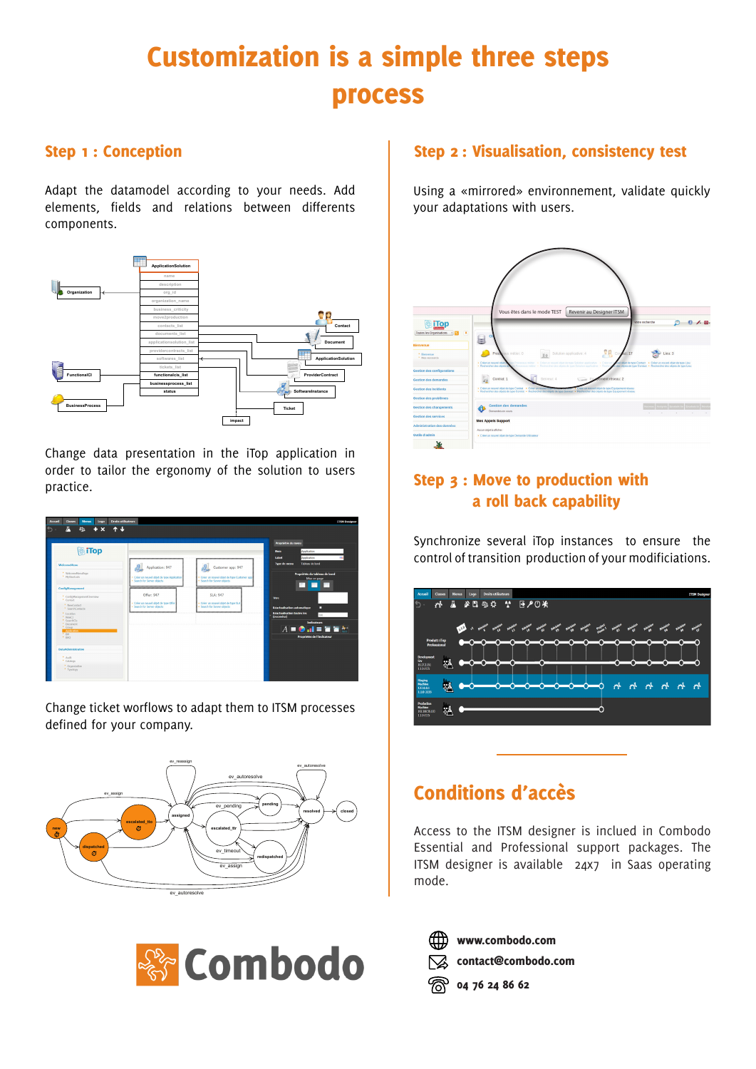# Customization is a simple three steps process

## Step 1 : Conception

Adapt the datamodel according to your needs. Add elements, fields and relations between differents components.

Change data presentation in the iTop application in order to tailor the ergonomy of the solution to users practice.

Change ticket worflows to adapt them to ITSM processes defined for your company.

## Step 2 : Visualisation, consistency test

Using a «mirrored» environnement, validate quickly your adaptations with users.

## Step 3 : Move to production with a roll back capability

Synchronize several iTop instances to ensure the control of transition production of your modificiations.

## Conditions d'accès

Access to the ITSM designer is inclued in Combodo Essential and Professional support packages. The ITSM designer is available 24x7 in Saas operating mode.

Combodo

www.combodo.com

contact@combodo.com

04 76 24 86 62